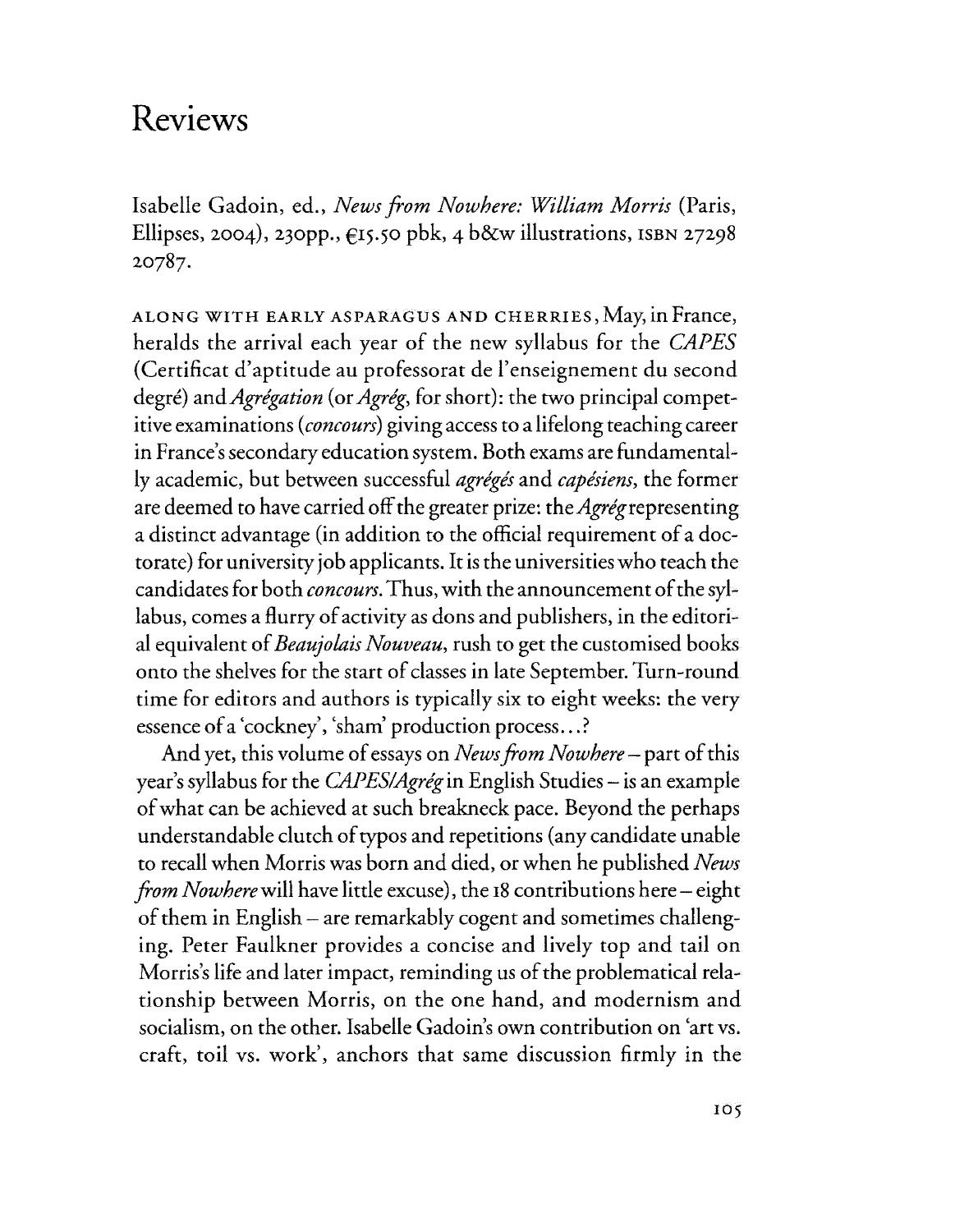# Reviews

Isabelle Gadoin, ed., *News from Nowhere: William Morris* (Paris, Ellipses, 2004), 230pp., €15.50 pbk, 4 b&w illustrations, ISBN 27298 20787.

ALONG WITH EARLY ASPARAGUS AND CHERRIES, May, in France, heralds the arrival each year of the new syllabus for the *CAPES* (Certificat d'aptitude au professorat de l'enseignement du second degré) and *Agrégation* (or *Agrég*, for short): the two principal competitive examinations (*concours*) giving access to a lifelong teaching career in France's secondary education system. Both exams are fundamentally academic, but between successful *agrégés* and *capésiens*, the former are deemed to have carried off the greater prize: the *Agrég* representing a distinct advantage (in addition to the official requirement of a doctorate) for university job applicants. It is the universities who teach the candidates for both *concours*. Thus, with the announcement of the syllabus, comes a flurry of activity as dons and publishers, in the editorial equivalent of *Beaujolais Nouveau*, rush to get the customised books onto the shelves for the start of classes in late September. Turn-round time for editors and authors is typically six to eight weeks: the very essence of a 'cockney', 'sham' production process...?

And yet, this volume of essays on *News from Nowhere* – part of this year's syllabus for the *CAPES/Agrég* in English Studies – is an example of what can be achieved at such breakneck pace. Beyond the perhaps understandable clutch of typos and repetitions (any candidate unable to recall when Morris was born and died, or when he published *News from Nowhere* will have little excuse), the 18 contributions here – eight of them in English – are remarkably cogent and sometimes challenging. Peter Faulkner provides a concise and lively top and tail on Morris's life and later impact, reminding us of the problematical relationship between Morris, on the one hand, and modernism and socialism, on the other. Isabelle Gadoin's own contribution on 'art vs. craft, toil vs. work', anchors that same discussion firmly in the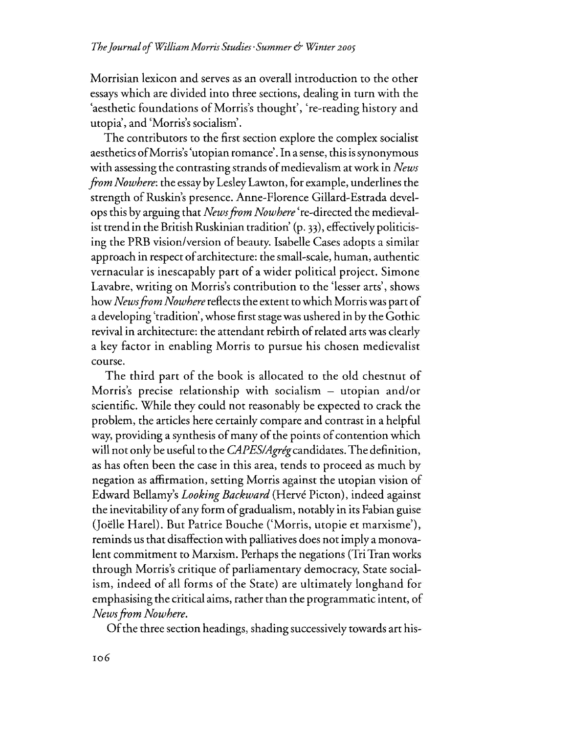Morrisian lexicon and serves as an overall introduction to the other essays which are divided into three sections, dealing in turn with the 'aesthetic foundations of Morris's thought', 're-reading history and utopia', and 'Morris's socialism'.

The contributors to the first section explore the complex socialist aesthetics of Morris's 'utopian romance'. In a sense, this is synonymous with assessing the contrasting strands of medievalism at work in *News from Nowhere*: the essay by Lesley Lawton, for example, underlines the strength of Ruskin's presence. Anne-Florence Gillard-Estrada develops this by arguing that *News from Nowhere* 're-directed the medievalist trend in the British Ruskinian tradition' (p. 33), effectively politicising the PRB vision/version of beauty. Isabelle Cases adopts a similar approach in respect of architecture: the small-scale, human, authentic vernacular is inescapably part of a wider political project. Simone Lavabre, writing on Morris's contribution to the 'lesser arts', shows how *News from Nowhere* reflects the extent to which Morris was part of a developing 'tradition', whose first stage was ushered in by the Gothic revival in architecture: the attendant rebirth of related arts was clearly a key factor in enabling Morris to pursue his chosen medievalist course.

The third part of the book is allocated to the old chestnut of Morris's precise relationship with socialism – utopian and/or scientific. While they could not reasonably be expected to crack the problem, the articles here certainly compare and contrast in a helpful way, providing a synthesis of many of the points of contention which will not only be useful to the *CAPES/Agrég* candidates. The definition, as has often been the case in this area, tends to proceed as much by negation as affirmation, setting Morris against the utopian vision of Edward Bellamy's *Looking Backward* (Hervé Picton), indeed against the inevitability of any form of gradualism, notably in its Fabian guise (Joëlle Harel). But Patrice Bouche ('Morris, utopie et marxisme'), reminds us that disaffection with palliatives does not imply a monovalent commitment to Marxism. Perhaps the negations (Tri Tran works through Morris's critique of parliamentary democracy, State socialism, indeed of all forms of the State) are ultimately longhand for emphasising the critical aims, rather than the programmatic intent, of *News from Nowhere*.

Of the three section headings, shading successively towards art his-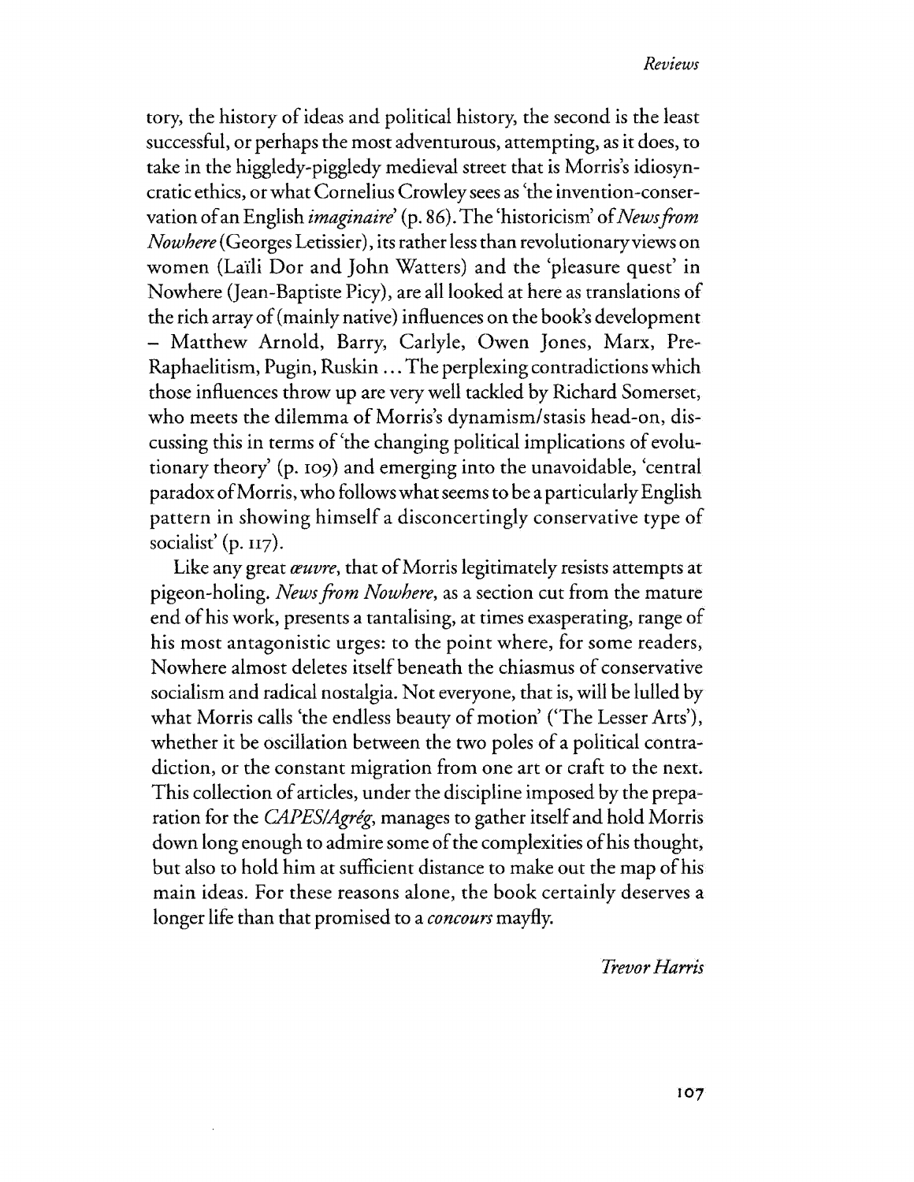tory, the history of ideas and political history, the second is the least successful, or perhaps the most adventurous, attempting, as it does, to take in the higgledy-piggledy medieval street that is Morris's idiosyncratic ethics, or what Cornelius Crowley sees as 'the invention-conservation of an English *imaginaire*' (p. 86). The 'historicism' of *News from Nowhere* (Georges Letissier), its rather less than revolutionary views on women (Laïli Dor and John Watters) and the 'pleasure quest' in Nowhere (Jean-Baptiste Picy), are all looked at here as translations of the rich array of (mainly native) influences on the book's development – Matthew Arnold, Barry, Carlyle, Owen Jones, Marx, Pre-Raphaelitism, Pugin, Ruskin ... The perplexing contradictions which those influences throw up are very well tackled by Richard Somerset, who meets the dilemma of Morris's dynamism/stasis head-on, discussing this in terms of 'the changing political implications of evolutionary theory' (p. 109) and emerging into the unavoidable, 'central paradox of Morris, who follows what seems to be a particularly English pattern in showing himself a disconcertingly conservative type of socialist' (p. 117).

Like any great *œuvre*, that of Morris legitimately resists attempts at pigeon-holing. *News from Nowhere*, as a section cut from the mature end of his work, presents a tantalising, at times exasperating, range of his most antagonistic urges: to the point where, for some readers, Nowhere almost deletes itself beneath the chiasmus of conservative socialism and radical nostalgia. Not everyone, that is, will be lulled by what Morris calls 'the endless beauty of motion' ('The Lesser Arts'), whether it be oscillation between the two poles of a political contradiction, or the constant migration from one art or craft to the next. This collection of articles, under the discipline imposed by the preparation for the *CAPES/Agrég*, manages to gather itself and hold Morris down long enough to admire some of the complexities of his thought, but also to hold him at sufficient distance to make out the map of his main ideas. For these reasons alone, the book certainly deserves a longer life than that promised to a *concours* mayfly.

*Trevor Harris*